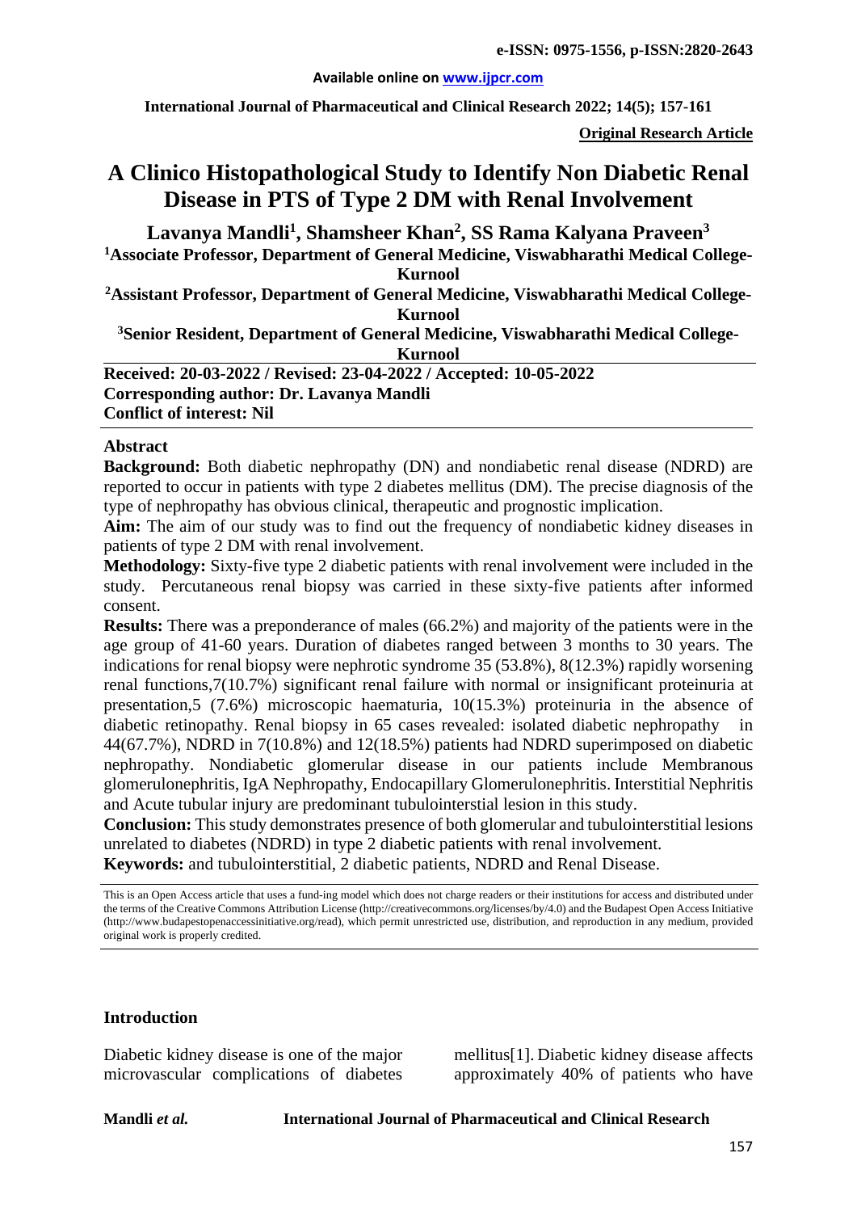**e-ISSN: 0975-1556, p-ISSN:2820-2643**

**Available online on www.ijpcr.com**

**Original Research Article**

# A Clinico Histopathological Study to Identify Non Diabetic Renal Disease in PTS of Type 2 DM with Renal Involvement

**Lavanya Mandli[1], Shamsheer Khan[2], SS Rama Kalyana Praveen[3]**

**[1]Associate Professor, Department of General Medicine, Viswabharathi Medical College-Kurnool**

**[2]Assistant Professor, Department of General Medicine, Viswabharathi Medical College-Kurnool**

**[3]Senior Resident, Department of General Medicine, Viswabharathi Medical College-Kurnool**

**Received: 20-03-2022 / Revised: 23-04-2022 / Accepted: 10-05-2022**
**Corresponding author: Dr. Lavanya Mandli**
**Conflict of interest: Nil**

## Abstract

**Background:** Both diabetic nephropathy (DN) and nondiabetic renal disease (NDRD) are reported to occur in patients with type 2 diabetes mellitus (DM). The precise diagnosis of the type of nephropathy has obvious clinical, therapeutic and prognostic implication.

**Aim:** The aim of our study was to find out the frequency of nondiabetic kidney diseases in patients of type 2 DM with renal involvement.

**Methodology:** Sixty-five type 2 diabetic patients with renal involvement were included in the study. Percutaneous renal biopsy was carried in these sixty-five patients after informed consent.

**Results:** There was a preponderance of males (66.2%) and majority of the patients were in the age group of 41-60 years. Duration of diabetes ranged between 3 months to 30 years. The indications for renal biopsy were nephrotic syndrome 35 (53.8%), 8(12.3%) rapidly worsening renal functions,7(10.7%) significant renal failure with normal or insignificant proteinuria at presentation,5 (7.6%) microscopic haematuria, 10(15.3%) proteinuria in the absence of diabetic retinopathy. Renal biopsy in 65 cases revealed: isolated diabetic nephropathy in 44(67.7%), NDRD in 7(10.8%) and 12(18.5%) patients had NDRD superimposed on diabetic nephropathy. Nondiabetic glomerular disease in our patients include Membranous glomerulonephritis, IgA Nephropathy, Endocapillary Glomerulonephritis. Interstitial Nephritis and Acute tubular injury are predominant tubulointerstial lesion in this study.

**Conclusion:** This study demonstrates presence of both glomerular and tubulointerstitial lesions unrelated to diabetes (NDRD) in type 2 diabetic patients with renal involvement.

**Keywords:** and tubulointerstitial, 2 diabetic patients, NDRD and Renal Disease.

This is an Open Access article that uses a fund-ing model which does not charge readers or their institutions for access and distributed under the terms of the Creative Commons Attribution License (http://creativecommons.org/licenses/by/4.0) and the Budapest Open Access Initiative (http://www.budapestopenaccessinitiative.org/read), which permit unrestricted use, distribution, and reproduction in any medium, provided original work is properly credited.

## Introduction

Diabetic kidney disease is one of the major microvascular complications of diabetes mellitus[1]. Diabetic kidney disease affects approximately 40% of patients who have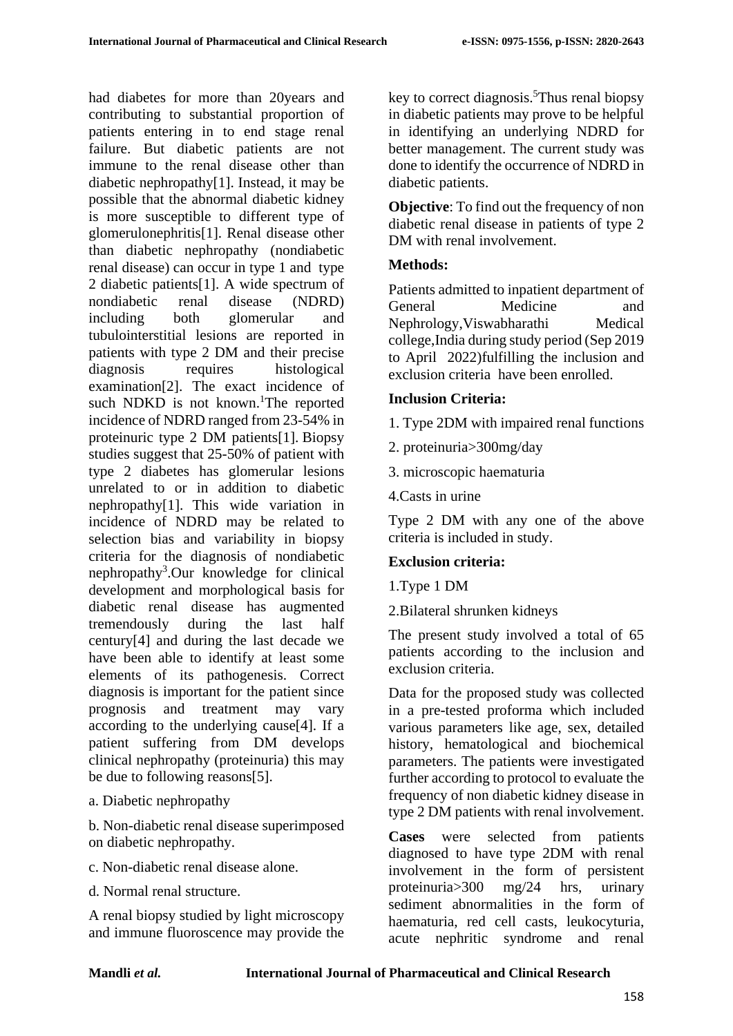had diabetes for more than 20years and contributing to substantial proportion of patients entering in to end stage renal failure. But diabetic patients are not immune to the renal disease other than diabetic nephropathy[1]. Instead, it may be possible that the abnormal diabetic kidney is more susceptible to different type of glomerulonephritis[1]. Renal disease other than diabetic nephropathy (nondiabetic renal disease) can occur in type 1 and type 2 diabetic patients[1]. A wide spectrum of nondiabetic renal disease (NDRD) including both glomerular and tubulointerstitial lesions are reported in patients with type 2 DM and their precise diagnosis requires histological examination[2]. The exact incidence of such NDKD is not known.[1]The reported incidence of NDRD ranged from 23-54% in proteinuric type 2 DM patients[1]. Biopsy studies suggest that 25-50% of patient with type 2 diabetes has glomerular lesions unrelated to or in addition to diabetic nephropathy[1]. This wide variation in incidence of NDRD may be related to selection bias and variability in biopsy criteria for the diagnosis of nondiabetic nephropathy[3].Our knowledge for clinical development and morphological basis for diabetic renal disease has augmented tremendously during the last half century[4] and during the last decade we have been able to identify at least some elements of its pathogenesis. Correct diagnosis is important for the patient since prognosis and treatment may vary according to the underlying cause[4]. If a patient suffering from DM develops clinical nephropathy (proteinuria) this may be due to following reasons[5].

a. Diabetic nephropathy

b. Non-diabetic renal disease superimposed on diabetic nephropathy.

c. Non-diabetic renal disease alone.

d. Normal renal structure.

A renal biopsy studied by light microscopy and immune fluoroscence may provide the key to correct diagnosis.[5]Thus renal biopsy in diabetic patients may prove to be helpful in identifying an underlying NDRD for better management. The current study was done to identify the occurrence of NDRD in diabetic patients.

**Objective**: To find out the frequency of non diabetic renal disease in patients of type 2 DM with renal involvement.

**Methods:**

Patients admitted to inpatient department of General Medicine and Nephrology,Viswabharathi Medical college,India during study period (Sep 2019 to April 2022)fulfilling the inclusion and exclusion criteria have been enrolled.

**Inclusion Criteria:**

1. Type 2DM with impaired renal functions

2. proteinuria>300mg/day

3. microscopic haematuria

4.Casts in urine

Type 2 DM with any one of the above criteria is included in study.

**Exclusion criteria:**

1.Type 1 DM

2.Bilateral shrunken kidneys

The present study involved a total of 65 patients according to the inclusion and exclusion criteria.

Data for the proposed study was collected in a pre-tested proforma which included various parameters like age, sex, detailed history, hematological and biochemical parameters. The patients were investigated further according to protocol to evaluate the frequency of non diabetic kidney disease in type 2 DM patients with renal involvement.

**Cases** were selected from patients diagnosed to have type 2DM with renal involvement in the form of persistent proteinuria>300 mg/24 hrs, urinary sediment abnormalities in the form of haematuria, red cell casts, leukocyturia, acute nephritic syndrome and renal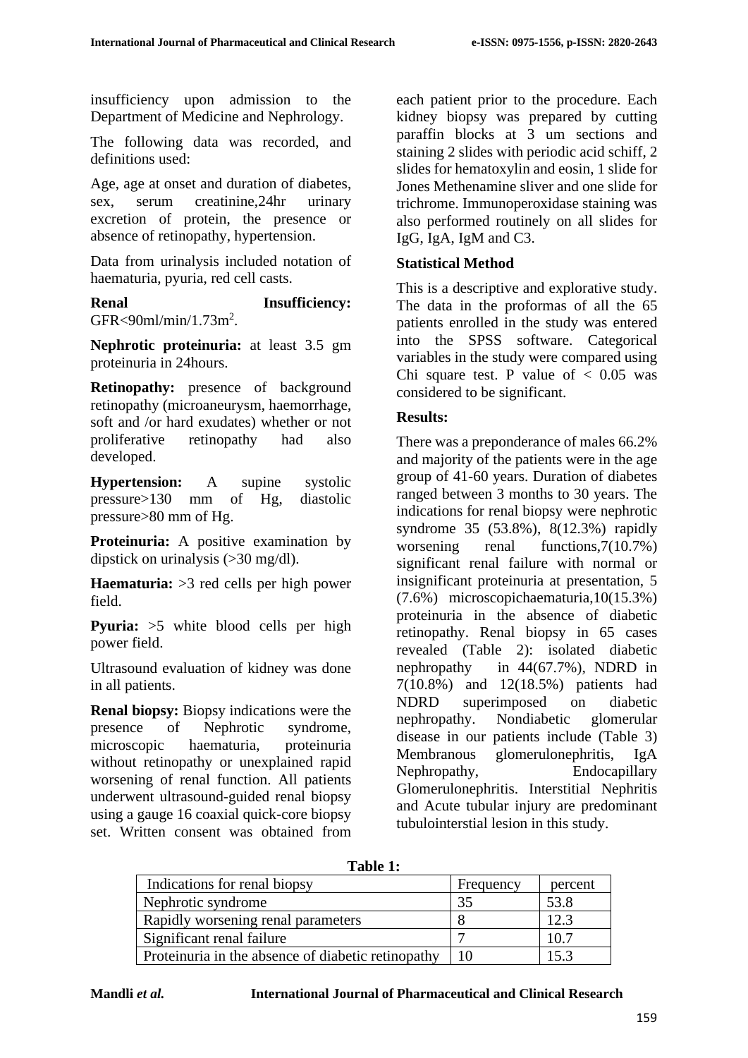insufficiency upon admission to the Department of Medicine and Nephrology.

The following data was recorded, and definitions used:

Age, age at onset and duration of diabetes, sex, serum creatinine,24hr urinary excretion of protein, the presence or absence of retinopathy, hypertension.

Data from urinalysis included notation of haematuria, pyuria, red cell casts.

**Renal Insufficiency:** GFR<90ml/min/1.73m$^2$.

**Nephrotic proteinuria:** at least 3.5 gm proteinuria in 24hours.

**Retinopathy:** presence of background retinopathy (microaneurysm, haemorrhage, soft and /or hard exudates) whether or not proliferative retinopathy had also developed.

**Hypertension:** A supine systolic pressure>130 mm of Hg, diastolic pressure>80 mm of Hg.

**Proteinuria:** A positive examination by dipstick on urinalysis (>30 mg/dl).

**Haematuria:** >3 red cells per high power field.

**Pyuria:** >5 white blood cells per high power field.

Ultrasound evaluation of kidney was done in all patients.

**Renal biopsy:** Biopsy indications were the presence of Nephrotic syndrome, microscopic haematuria, proteinuria without retinopathy or unexplained rapid worsening of renal function. All patients underwent ultrasound-guided renal biopsy using a gauge 16 coaxial quick-core biopsy set. Written consent was obtained from each patient prior to the procedure. Each kidney biopsy was prepared by cutting paraffin blocks at 3 um sections and staining 2 slides with periodic acid schiff, 2 slides for hematoxylin and eosin, 1 slide for Jones Methenamine sliver and one slide for trichrome. Immunoperoxidase staining was also performed routinely on all slides for IgG, IgA, IgM and C3.

### Statistical Method

This is a descriptive and explorative study. The data in the proformas of all the 65 patients enrolled in the study was entered into the SPSS software. Categorical variables in the study were compared using Chi square test. P value of $< 0.05$ was considered to be significant.

### Results:

There was a preponderance of males 66.2% and majority of the patients were in the age group of 41-60 years. Duration of diabetes ranged between 3 months to 30 years. The indications for renal biopsy were nephrotic syndrome 35 (53.8%), 8(12.3%) rapidly worsening renal functions,7(10.7%) significant renal failure with normal or insignificant proteinuria at presentation, 5 (7.6%) microscopichaematuria,10(15.3%) proteinuria in the absence of diabetic retinopathy. Renal biopsy in 65 cases revealed (Table 2): isolated diabetic nephropathy in 44(67.7%), NDRD in 7(10.8%) and 12(18.5%) patients had NDRD superimposed on diabetic nephropathy. Nondiabetic glomerular disease in our patients include (Table 3) Membranous glomerulonephritis, IgA Nephropathy, Endocapillary Glomerulonephritis. Interstitial Nephritis and Acute tubular injury are predominant tubulointerstial lesion in this study.

**Table 1:**

| Indications for renal biopsy | Frequency | percent |
|---|---|---|
| Nephrotic syndrome | 35 | 53.8 |
| Rapidly worsening renal parameters | 8 | 12.3 |
| Significant renal failure | 7 | 10.7 |
| Proteinuria in the absence of diabetic retinopathy | 10 | 15.3 |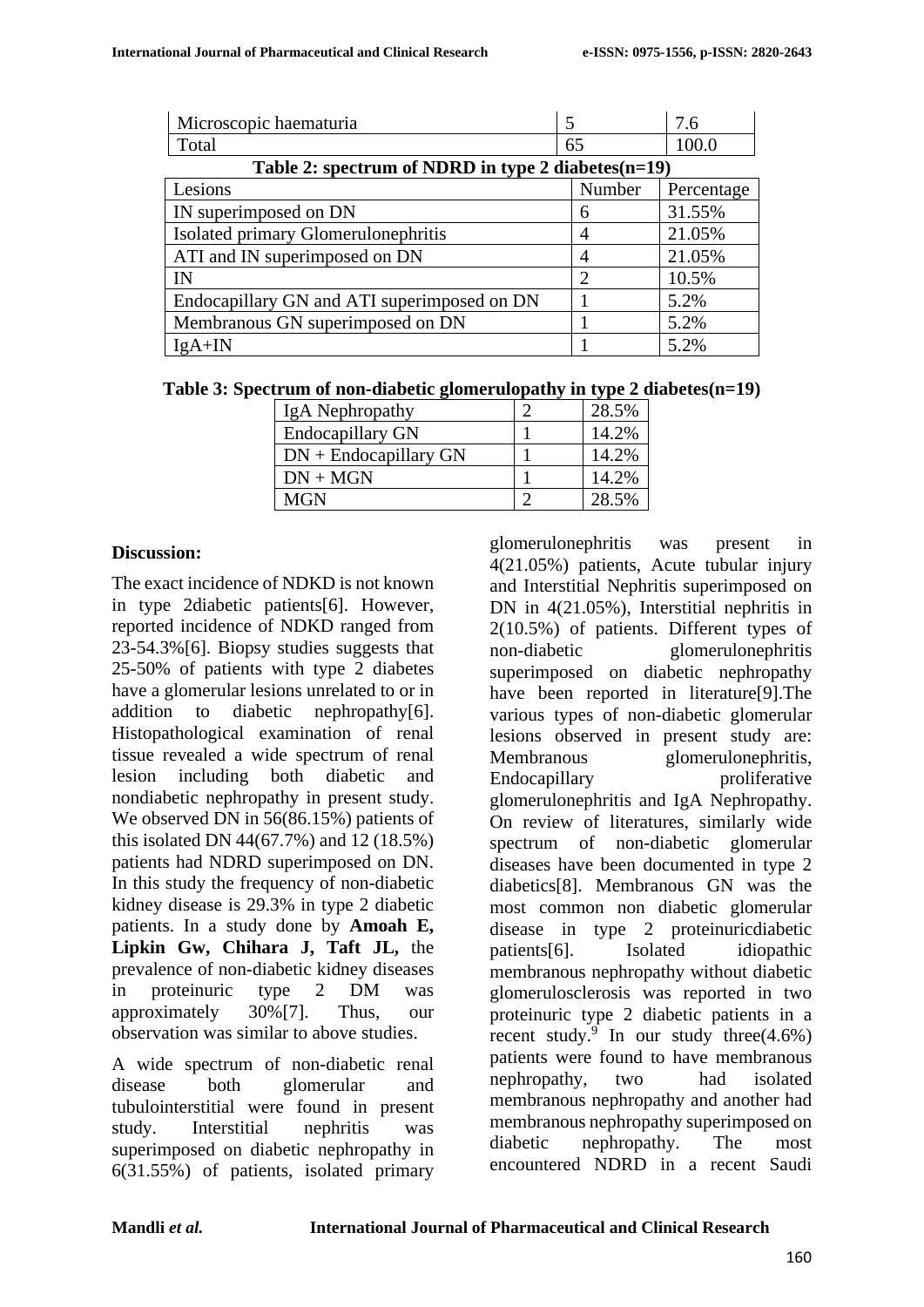| Microscopic haematuria | 5 | 7.6 |
|---|---|---|
| Total | 65 | 100.0 |

**Table 2: spectrum of NDRD in type 2 diabetes(n=19)**

| Lesions | Number | Percentage |
|---|---|---|
| IN superimposed on DN | 6 | 31.55% |
| Isolated primary Glomerulonephritis | 4 | 21.05% |
| ATI and IN superimposed on DN | 4 | 21.05% |
| IN | 2 | 10.5% |
| Endocapillary GN and ATI superimposed on DN | 1 | 5.2% |
| Membranous GN superimposed on DN | 1 | 5.2% |
| IgA+IN | 1 | 5.2% |

**Table 3: Spectrum of non-diabetic glomerulopathy in type 2 diabetes(n=19)**

| IgA Nephropathy | 2 | 28.5% |
|---|---|---|
| Endocapillary GN | 1 | 14.2% |
| DN + Endocapillary GN | 1 | 14.2% |
| DN + MGN | 1 | 14.2% |
| MGN | 2 | 28.5% |

**Discussion:**

The exact incidence of NDKD is not known in type 2diabetic patients[6]. However, reported incidence of NDKD ranged from 23-54.3%[6]. Biopsy studies suggests that 25-50% of patients with type 2 diabetes have a glomerular lesions unrelated to or in addition to diabetic nephropathy[6]. Histopathological examination of renal tissue revealed a wide spectrum of renal lesion including both diabetic and nondiabetic nephropathy in present study. We observed DN in 56(86.15%) patients of this isolated DN 44(67.7%) and 12 (18.5%) patients had NDRD superimposed on DN. In this study the frequency of non-diabetic kidney disease is 29.3% in type 2 diabetic patients. In a study done by **Amoah E, Lipkin Gw, Chihara J, Taft JL,** the prevalence of non-diabetic kidney diseases in proteinuric type 2 DM was approximately 30%[7]. Thus, our observation was similar to above studies.

A wide spectrum of non-diabetic renal disease both glomerular and tubulointerstitial were found in present study. Interstitial nephritis was superimposed on diabetic nephropathy in 6(31.55%) of patients, isolated primary glomerulonephritis was present in 4(21.05%) patients, Acute tubular injury and Interstitial Nephritis superimposed on DN in 4(21.05%), Interstitial nephritis in 2(10.5%) of patients. Different types of non-diabetic glomerulonephritis superimposed on diabetic nephropathy have been reported in literature[9].The various types of non-diabetic glomerular lesions observed in present study are: Membranous glomerulonephritis, Endocapillary proliferative glomerulonephritis and IgA Nephropathy. On review of literatures, similarly wide spectrum of non-diabetic glomerular diseases have been documented in type 2 diabetics[8]. Membranous GN was the most common non diabetic glomerular disease in type 2 proteinuricdiabetic patients[6]. Isolated idiopathic membranous nephropathy without diabetic glomerulosclerosis was reported in two proteinuric type 2 diabetic patients in a recent study.[9] In our study three(4.6%) patients were found to have membranous nephropathy, two had isolated membranous nephropathy and another had membranous nephropathy superimposed on diabetic nephropathy. The most encountered NDRD in a recent Saudi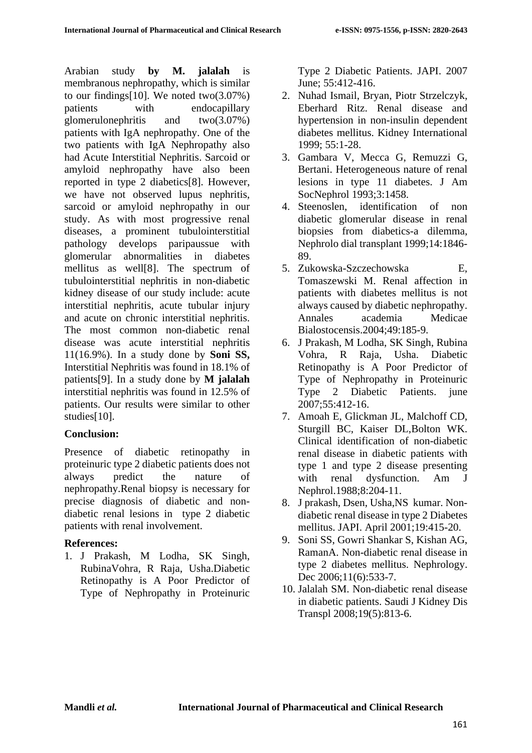Arabian study **by M. jalalah** is membranous nephropathy, which is similar to our findings[10]. We noted two(3.07%) patients with endocapillary glomerulonephritis and two(3.07%) patients with IgA nephropathy. One of the two patients with IgA Nephropathy also had Acute Interstitial Nephritis. Sarcoid or amyloid nephropathy have also been reported in type 2 diabetics[8]. However, we have not observed lupus nephritis, sarcoid or amyloid nephropathy in our study. As with most progressive renal diseases, a prominent tubulointerstitial pathology develops paripaussue with glomerular abnormalities in diabetes mellitus as well[8]. The spectrum of tubulointerstitial nephritis in non-diabetic kidney disease of our study include: acute interstitial nephritis, acute tubular injury and acute on chronic interstitial nephritis. The most common non-diabetic renal disease was acute interstitial nephritis 11(16.9%). In a study done by **Soni SS,** Interstitial Nephritis was found in 18.1% of patients[9]. In a study done by **M jalalah** interstitial nephritis was found in 12.5% of patients. Our results were similar to other studies[10].

## Conclusion:

Presence of diabetic retinopathy in proteinuric type 2 diabetic patients does not always predict the nature of nephropathy.Renal biopsy is necessary for precise diagnosis of diabetic and non-diabetic renal lesions in type 2 diabetic patients with renal involvement.

## References:

1. J Prakash, M Lodha, SK Singh, RubinaVohra, R Raja, Usha.Diabetic Retinopathy is A Poor Predictor of Type of Nephropathy in Proteinuric Type 2 Diabetic Patients. JAPI. 2007 June; 55:412-416.
2. Nuhad Ismail, Bryan, Piotr Strzelczyk, Eberhard Ritz. Renal disease and hypertension in non-insulin dependent diabetes mellitus. Kidney International 1999; 55:1-28.
3. Gambara V, Mecca G, Remuzzi G, Bertani. Heterogeneous nature of renal lesions in type 11 diabetes. J Am SocNephrol 1993;3:1458.
4. Steenoslen, identification of non diabetic glomerular disease in renal biopsies from diabetics-a dilemma, Nephrolo dial transplant 1999;14:1846-89.
5. Zukowska-Szczechowska E, Tomaszewski M. Renal affection in patients with diabetes mellitus is not always caused by diabetic nephropathy. Annales academia Medicae Bialostocensis.2004;49:185-9.
6. J Prakash, M Lodha, SK Singh, Rubina Vohra, R Raja, Usha. Diabetic Retinopathy is A Poor Predictor of Type of Nephropathy in Proteinuric Type 2 Diabetic Patients. june 2007;55:412-16.
7. Amoah E, Glickman JL, Malchoff CD, Sturgill BC, Kaiser DL,Bolton WK. Clinical identification of non-diabetic renal disease in diabetic patients with type 1 and type 2 disease presenting with renal dysfunction. Am J Nephrol.1988;8:204-11.
8. J prakash, Dsen, Usha,NS kumar. Non-diabetic renal disease in type 2 Diabetes mellitus. JAPI. April 2001;19:415-20.
9. Soni SS, Gowri Shankar S, Kishan AG, RamanA. Non-diabetic renal disease in type 2 diabetes mellitus. Nephrology. Dec 2006;11(6):533-7.
10. Jalalah SM. Non-diabetic renal disease in diabetic patients. Saudi J Kidney Dis Transpl 2008;19(5):813-6.